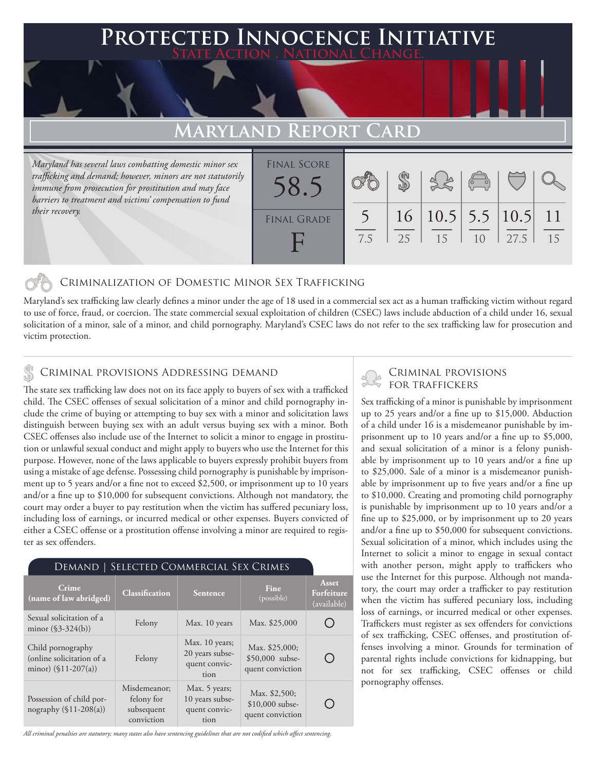# Protected Innocence Initiative

State Action . National Change.

## Maryland Report Card

*Maryland has several laws combatting domestic minor sex trafficking and demand; however, minors are not statutorily immune from prosecution for prostitution and may face barriers to treatment and victims' compensation to fund their recovery.*

| Final Score | Criminalization of Domestic Minor Sex Trafficking | Criminal Provisions Addressing Demand | Criminal Provisions for Traffickers | Criminal Provisions for Facilitators | Protective Provisions for Child Victims | Criminal Justice Tools for Investigation and Prosecution |
|---|---|---|---|---|---|---|
| 58.5 | 5 / 7.5 | 16 / 25 | 10.5 / 15 | 5.5 / 10 | 10.5 / 27.5 | 11 / 15 |

**Final Grade: F**

### Criminalization of Domestic Minor Sex Trafficking

Maryland's sex trafficking law clearly defines a minor under the age of 18 used in a commercial sex act as a human trafficking victim without regard to use of force, fraud, or coercion. The state commercial sexual exploitation of children (CSEC) laws include abduction of a child under 16, sexual solicitation of a minor, sale of a minor, and child pornography. Maryland's CSEC laws do not refer to the sex trafficking law for prosecution and victim protection.

### Criminal provisions Addressing demand

The state sex trafficking law does not on its face apply to buyers of sex with a trafficked child. The CSEC offenses of sexual solicitation of a minor and child pornography include the crime of buying or attempting to buy sex with a minor and solicitation laws distinguish between buying sex with an adult versus buying sex with a minor. Both CSEC offenses also include use of the Internet to solicit a minor to engage in prostitution or unlawful sexual conduct and might apply to buyers who use the Internet for this purpose. However, none of the laws applicable to buyers expressly prohibit buyers from using a mistake of age defense. Possessing child pornography is punishable by imprisonment up to 5 years and/or a fine not to exceed $2,500, or imprisonment up to 10 years and/or a fine up to $10,000 for subsequent convictions. Although not mandatory, the court may order a buyer to pay restitution when the victim has suffered pecuniary loss, including loss of earnings, or incurred medical or other expenses. Buyers convicted of either a CSEC offense or a prostitution offense involving a minor are required to register as sex offenders.

**Demand | Selected Commercial Sex Crimes**

| Crime (name of law abridged) | Classification | Sentence | Fine (possible) | Asset Forfeiture (available) |
|---|---|---|---|---|
| Sexual solicitation of a minor (§3-324(b)) | Felony | Max. 10 years | Max. $25,000 | ○ |
| Child pornography (online solicitation of a minor) (§11-207(a)) | Felony | Max. 10 years; 20 years subsequent conviction | Max. $25,000; $50,000 subsequent conviction | ○ |
| Possession of child pornography (§11-208(a)) | Misdemeanor; felony for subsequent conviction | Max. 5 years; 10 years subsequent conviction | Max. $2,500; $10,000 subsequent conviction | ○ |

*All criminal penalties are statutory; many states also have sentencing guidelines that are not codified which affect sentencing.*

### Criminal provisions for traffickers

Sex trafficking of a minor is punishable by imprisonment up to 25 years and/or a fine up to $15,000. Abduction of a child under 16 is a misdemeanor punishable by imprisonment up to 10 years and/or a fine up to $5,000, and sexual solicitation of a minor is a felony punishable by imprisonment up to 10 years and/or a fine up to $25,000. Sale of a minor is a misdemeanor punishable by imprisonment up to five years and/or a fine up to $10,000. Creating and promoting child pornography is punishable by imprisonment up to 10 years and/or a fine up to $25,000, or by imprisonment up to 20 years and/or a fine up to $50,000 for subsequent convictions. Sexual solicitation of a minor, which includes using the Internet to solicit a minor to engage in sexual contact with another person, might apply to traffickers who use the Internet for this purpose. Although not mandatory, the court may order a trafficker to pay restitution when the victim has suffered pecuniary loss, including loss of earnings, or incurred medical or other expenses. Traffickers must register as sex offenders for convictions of sex trafficking, CSEC offenses, and prostitution offenses involving a minor. Grounds for termination of parental rights include convictions for kidnapping, but not for sex trafficking, CSEC offenses or child pornography offenses.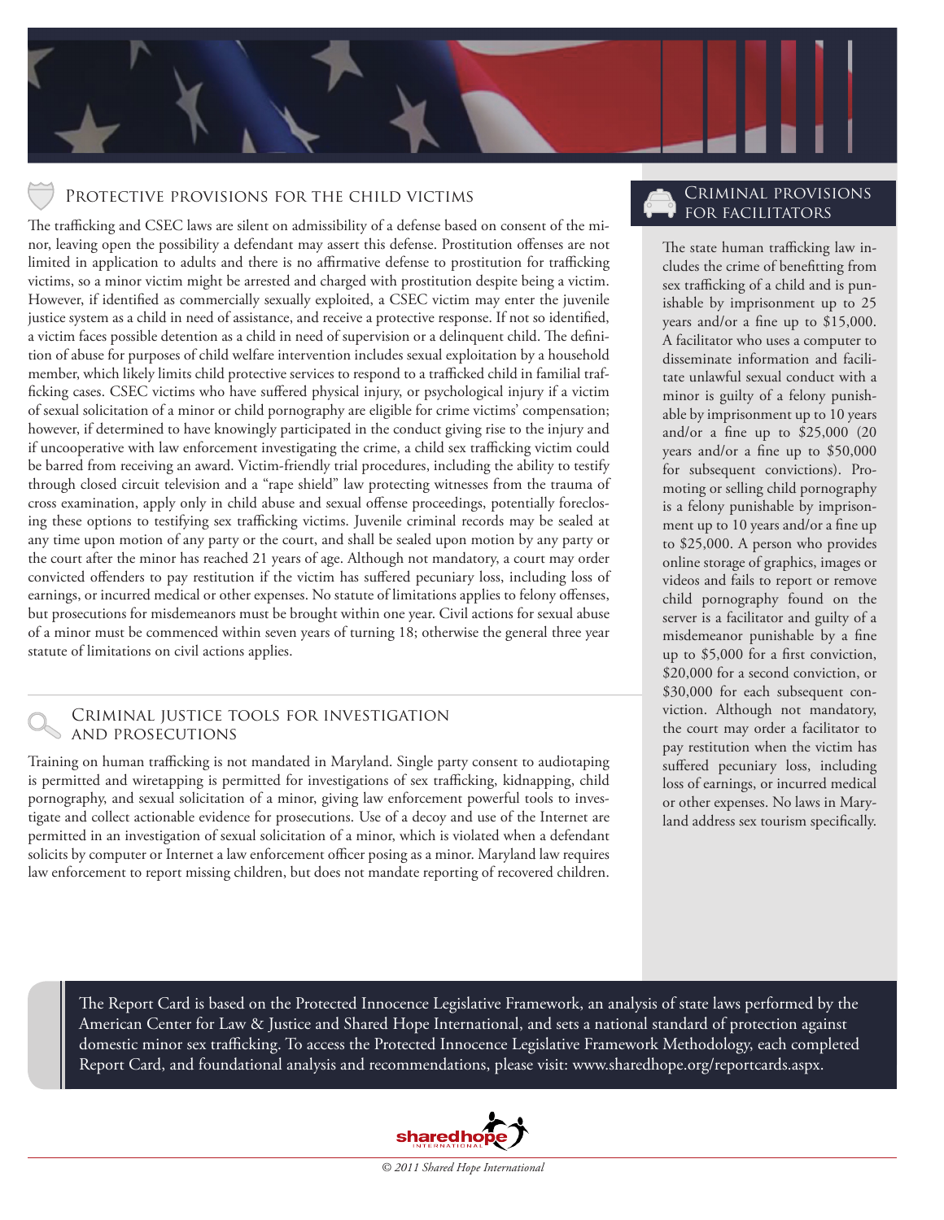## Protective provisions for the child victims

The trafficking and CSEC laws are silent on admissibility of a defense based on consent of the minor, leaving open the possibility a defendant may assert this defense. Prostitution offenses are not limited in application to adults and there is no affirmative defense to prostitution for trafficking victims, so a minor victim might be arrested and charged with prostitution despite being a victim. However, if identified as commercially sexually exploited, a CSEC victim may enter the juvenile justice system as a child in need of assistance, and receive a protective response. If not so identified, a victim faces possible detention as a child in need of supervision or a delinquent child. The definition of abuse for purposes of child welfare intervention includes sexual exploitation by a household member, which likely limits child protective services to respond to a trafficked child in familial trafficking cases. CSEC victims who have suffered physical injury, or psychological injury if a victim of sexual solicitation of a minor or child pornography are eligible for crime victims' compensation; however, if determined to have knowingly participated in the conduct giving rise to the injury and if uncooperative with law enforcement investigating the crime, a child sex trafficking victim could be barred from receiving an award. Victim-friendly trial procedures, including the ability to testify through closed circuit television and a "rape shield" law protecting witnesses from the trauma of cross examination, apply only in child abuse and sexual offense proceedings, potentially foreclosing these options to testifying sex trafficking victims. Juvenile criminal records may be sealed at any time upon motion of any party or the court, and shall be sealed upon motion by any party or the court after the minor has reached 21 years of age. Although not mandatory, a court may order convicted offenders to pay restitution if the victim has suffered pecuniary loss, including loss of earnings, or incurred medical or other expenses. No statute of limitations applies to felony offenses, but prosecutions for misdemeanors must be brought within one year. Civil actions for sexual abuse of a minor must be commenced within seven years of turning 18; otherwise the general three year statute of limitations on civil actions applies.

## Criminal justice tools for investigation and prosecutions

Training on human trafficking is not mandated in Maryland. Single party consent to audiotaping is permitted and wiretapping is permitted for investigations of sex trafficking, kidnapping, child pornography, and sexual solicitation of a minor, giving law enforcement powerful tools to investigate and collect actionable evidence for prosecutions. Use of a decoy and use of the Internet are permitted in an investigation of sexual solicitation of a minor, which is violated when a defendant solicits by computer or Internet a law enforcement officer posing as a minor. Maryland law requires law enforcement to report missing children, but does not mandate reporting of recovered children.

## Criminal provisions for facilitators

The state human trafficking law includes the crime of benefitting from sex trafficking of a child and is punishable by imprisonment up to 25 years and/or a fine up to $15,000. A facilitator who uses a computer to disseminate information and facilitate unlawful sexual conduct with a minor is guilty of a felony punishable by imprisonment up to 10 years and/or a fine up to $25,000 (20 years and/or a fine up to $50,000 for subsequent convictions). Promoting or selling child pornography is a felony punishable by imprisonment up to 10 years and/or a fine up to $25,000. A person who provides online storage of graphics, images or videos and fails to report or remove child pornography found on the server is a facilitator and guilty of a misdemeanor punishable by a fine up to $5,000 for a first conviction, $20,000 for a second conviction, or $30,000 for each subsequent conviction. Although not mandatory, the court may order a facilitator to pay restitution when the victim has suffered pecuniary loss, including loss of earnings, or incurred medical or other expenses. No laws in Maryland address sex tourism specifically.

The Report Card is based on the Protected Innocence Legislative Framework, an analysis of state laws performed by the American Center for Law & Justice and Shared Hope International, and sets a national standard of protection against domestic minor sex trafficking. To access the Protected Innocence Legislative Framework Methodology, each completed Report Card, and foundational analysis and recommendations, please visit: www.sharedhope.org/reportcards.aspx.

sharedhope INTERNATIONAL

*© 2011 Shared Hope International*